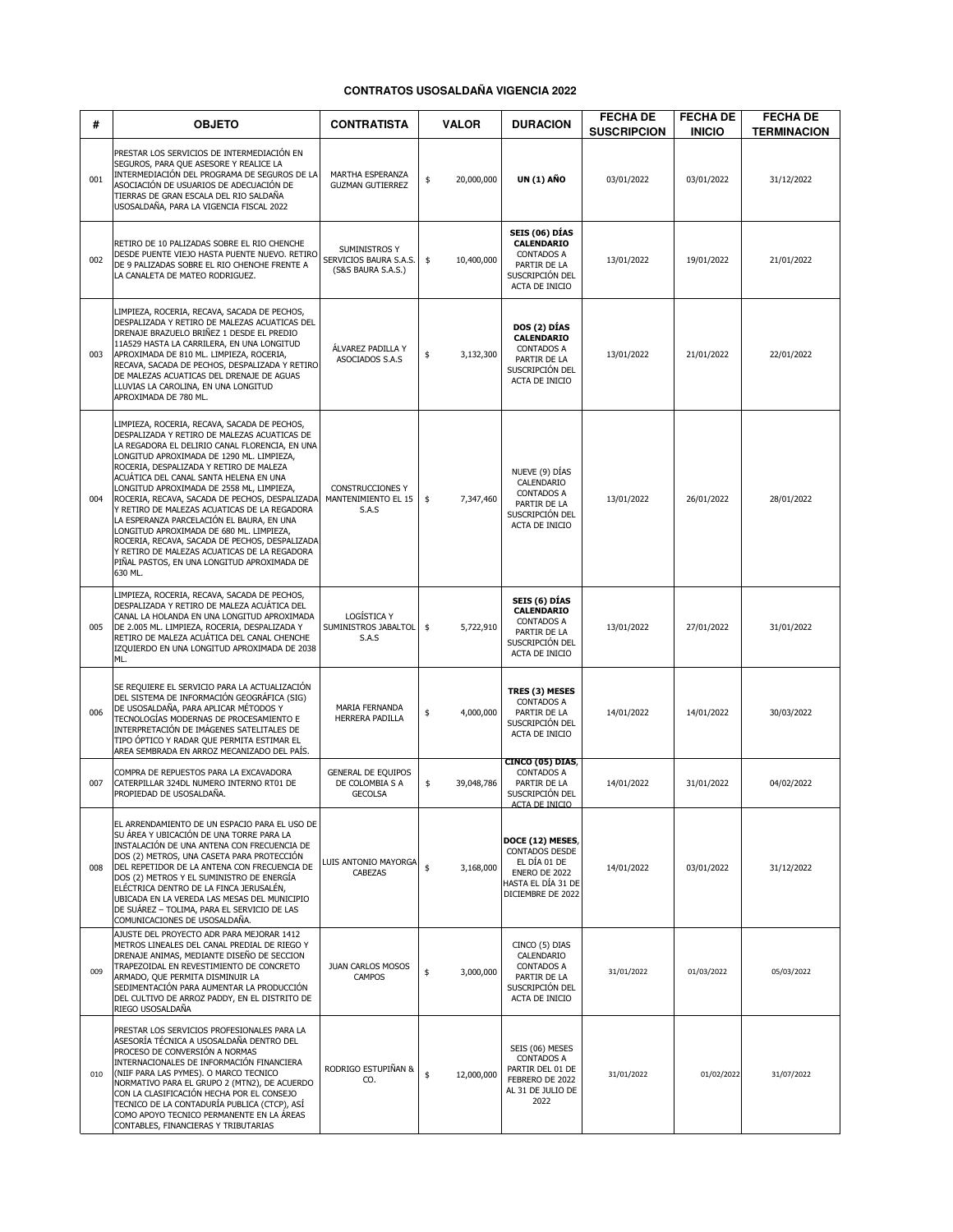**CONTRATOS USOSALDAÑA VIGENCIA 2022**

| # | OBJETO | CONTRATISTA | VALOR | DURACION | FECHA DE SUSCRIPCION | FECHA DE INICIO | FECHA DE TERMINACION |
|---|---|---|---|---|---|---|---|
| 001 | PRESTAR LOS SERVICIOS DE INTERMEDIACIÓN EN SEGUROS, PARA QUE ASESORE Y REALICE LA INTERMEDIACIÓN DEL PROGRAMA DE SEGUROS DE LA ASOCIACIÓN DE USUARIOS DE ADECUACIÓN DE TIERRAS DE GRAN ESCALA DEL RIO SALDAÑA USOSALDAÑA, PARA LA VIGENCIA FISCAL 2022 | MARTHA ESPERANZA GUZMAN GUTIERREZ | $ 20,000,000 | **UN (1) AÑO** | 03/01/2022 | 03/01/2022 | 31/12/2022 |
| 002 | RETIRO DE 10 PALIZADAS SOBRE EL RIO CHENCHE DESDE PUENTE VIEJO HASTA PUENTE NUEVO. RETIRO DE 9 PALIZADAS SOBRE EL RIO CHENCHE FRENTE A LA CANALETA DE MATEO RODRIGUEZ. | SUMINISTROS Y SERVICIOS BAURA S.A.S. (S&S BAURA S.A.S.) | $ 10,400,000 | **SEIS (06) DÍAS CALENDARIO** CONTADOS A PARTIR DE LA SUSCRIPCIÓN DEL ACTA DE INICIO | 13/01/2022 | 19/01/2022 | 21/01/2022 |
| 003 | LIMPIEZA, ROCERIA, RECAVA, SACADA DE PECHOS, DESPALIZADA Y RETIRO DE MALEZAS ACUATICAS DEL DRENAJE BRAZUELO BRIÑEZ 1 DESDE EL PREDIO 11A529 HASTA LA CARRILERA, EN UNA LONGITUD APROXIMADA DE 810 ML. LIMPIEZA, ROCERIA, RECAVA, SACADA DE PECHOS, DESPALIZADA Y RETIRO DE MALEZAS ACUATICAS DEL DRENAJE DE AGUAS LLUVIAS LA CAROLINA, EN UNA LONGITUD APROXIMADA DE 780 ML. | ÁLVAREZ PADILLA Y ASOCIADOS S.A.S | $ 3,132,300 | **DOS (2) DÍAS CALENDARIO** CONTADOS A PARTIR DE LA SUSCRIPCIÓN DEL ACTA DE INICIO | 13/01/2022 | 21/01/2022 | 22/01/2022 |
| 004 | LIMPIEZA, ROCERIA, RECAVA, SACADA DE PECHOS, DESPALIZADA Y RETIRO DE MALEZAS ACUATICAS DE LA REGADORA EL DELIRIO CANAL FLORENCIA, EN UNA LONGITUD APROXIMADA DE 1290 ML. LIMPIEZA, ROCERIA, DESPALIZADA Y RETIRO DE MALEZA ACUÁTICA DEL CANAL SANTA HELENA EN UNA LONGITUD APROXIMADA DE 2558 ML, LIMPIEZA, ROCERIA, RECAVA, SACADA DE PECHOS, DESPALIZADA Y RETIRO DE MALEZAS ACUATICAS DE LA REGADORA LA ESPERANZA PARCELACIÓN EL BAURA, EN UNA LONGITUD APROXIMADA DE 680 ML. LIMPIEZA, ROCERIA, RECAVA, SACADA DE PECHOS, DESPALIZADA Y RETIRO DE MALEZAS ACUATICAS DE LA REGADORA PIÑAL PASTOS, EN UNA LONGITUD APROXIMADA DE 630 ML. | CONSTRUCCIONES Y MANTENIMIENTO EL 15 S.A.S | $ 7,347,460 | NUEVE (9) DÍAS CALENDARIO CONTADOS A PARTIR DE LA SUSCRIPCIÓN DEL ACTA DE INICIO | 13/01/2022 | 26/01/2022 | 28/01/2022 |
| 005 | LIMPIEZA, ROCERIA, RECAVA, SACADA DE PECHOS, DESPALIZADA Y RETIRO DE MALEZA ACUÁTICA DEL CANAL LA HOLANDA EN UNA LONGITUD APROXIMADA DE 2.005 ML. LIMPIEZA, ROCERIA, DESPALIZADA Y RETIRO DE MALEZA ACUÁTICA DEL CANAL CHENCHE IZQUIERDO EN UNA LONGITUD APROXIMADA DE 2038 ML. | LOGÍSTICA Y SUMINISTROS JABALTOL S.A.S | $ 5,722,910 | **SEIS (6) DÍAS CALENDARIO** CONTADOS A PARTIR DE LA SUSCRIPCIÓN DEL ACTA DE INICIO | 13/01/2022 | 27/01/2022 | 31/01/2022 |
| 006 | SE REQUIERE EL SERVICIO PARA LA ACTUALIZACIÓN DEL SISTEMA DE INFORMACIÓN GEOGRÁFICA (SIG) DE USOSALDAÑA, PARA APLICAR MÉTODOS Y TECNOLOGÍAS MODERNAS DE PROCESAMIENTO E INTERPRETACIÓN DE IMÁGENES SATELITALES DE TIPO ÓPTICO Y RADAR QUE PERMITA ESTIMAR EL AREA SEMBRADA EN ARROZ MECANIZADO DEL PAÍS. | MARIA FERNANDA HERRERA PADILLA | $ 4,000,000 | **TRES (3) MESES** CONTADOS A PARTIR DE LA SUSCRIPCIÓN DEL ACTA DE INICIO | 14/01/2022 | 14/01/2022 | 30/03/2022 |
| 007 | COMPRA DE REPUESTOS PARA LA EXCAVADORA CATERPILLAR 324DL NUMERO INTERNO RT01 DE PROPIEDAD DE USOSALDAÑA. | GENERAL DE EQUIPOS DE COLOMBIA S A GECOLSA | $ 39,048,786 | **CINCO (05) DIAS**, CONTADOS A PARTIR DE LA SUSCRIPCIÓN DEL ACTA DE INICIO | 14/01/2022 | 31/01/2022 | 04/02/2022 |
| 008 | EL ARRENDAMIENTO DE UN ESPACIO PARA EL USO DE SU ÁREA Y UBICACIÓN DE UNA TORRE PARA LA INSTALACIÓN DE UNA ANTENA CON FRECUENCIA DE DOS (2) METROS, UNA CASETA PARA PROTECCIÓN DEL REPETIDOR DE LA ANTENA CON FRECUENCIA DE DOS (2) METROS Y EL SUMINISTRO DE ENERGÍA ELÉCTRICA DENTRO DE LA FINCA JERUSALÉN, UBICADA EN LA VEREDA LAS MESAS DEL MUNICIPIO DE SUÁREZ – TOLIMA, PARA EL SERVICIO DE LAS COMUNICACIONES DE USOSALDAÑA. | LUIS ANTONIO MAYORGA CABEZAS | $ 3,168,000 | **DOCE (12) MESES**, CONTADOS DESDE EL DÍA 01 DE ENERO DE 2022 HASTA EL DÍA 31 DE DICIEMBRE DE 2022 | 14/01/2022 | 03/01/2022 | 31/12/2022 |
| 009 | AJUSTE DEL PROYECTO ADR PARA MEJORAR 1412 METROS LINEALES DEL CANAL PREDIAL DE RIEGO Y DRENAJE ANIMAS, MEDIANTE DISEÑO DE SECCION TRAPEZOIDAL EN REVESTIMIENTO DE CONCRETO ARMADO, QUE PERMITA DISMINUIR LA SEDIMENTACIÓN PARA AUMENTAR LA PRODUCCIÓN DEL CULTIVO DE ARROZ PADDY, EN EL DISTRITO DE RIEGO USOSALDAÑA | JUAN CARLOS MOSOS CAMPOS | $ 3,000,000 | CINCO (5) DIAS CALENDARIO CONTADOS A PARTIR DE LA SUSCRIPCIÓN DEL ACTA DE INICIO | 31/01/2022 | 01/03/2022 | 05/03/2022 |
| 010 | PRESTAR LOS SERVICIOS PROFESIONALES PARA LA ASESORÍA TÉCNICA A USOSALDAÑA DENTRO DEL PROCESO DE CONVERSIÓN A NORMAS INTERNACIONALES DE INFORMACIÓN FINANCIERA (NIIF PARA LAS PYMES). O MARCO TECNICO NORMATIVO PARA EL GRUPO 2 (MTN2), DE ACUERDO CON LA CLASIFICACIÓN HECHA POR EL CONSEJO TECNICO DE LA CONTADURÍA PUBLICA (CTCP), ASÍ COMO APOYO TECNICO PERMANENTE EN LA ÁREAS CONTABLES, FINANCIERAS Y TRIBUTARIAS | RODRIGO ESTUPIÑAN & CO. | $ 12,000,000 | SEIS (06) MESES CONTADOS A PARTIR DEL 01 DE FEBRERO DE 2022 AL 31 DE JULIO DE 2022 | 31/01/2022 | 01/02/2022 | 31/07/2022 |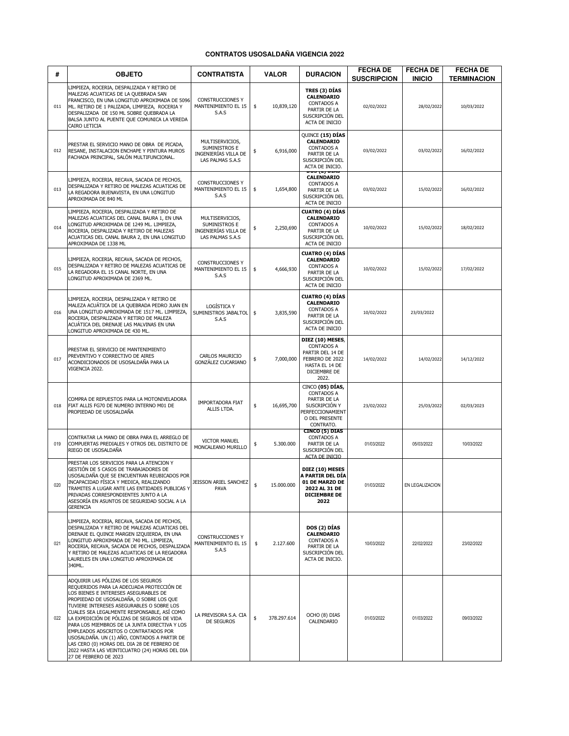# CONTRATOS USOSALDAÑA VIGENCIA 2022

| # | OBJETO | CONTRATISTA | VALOR | DURACION | FECHA DE SUSCRIPCION | FECHA DE INICIO | FECHA DE TERMINACION |
|---|---|---|---|---|---|---|---|
| 011 | LIMPIEZA, ROCERIA, DESPALIZADA Y RETIRO DE MALEZAS ACUATICAS DE LA QUEBRADA SAN FRANCISCO, EN UNA LONGITUD APROXIMADA DE 5096 ML. RETIRO DE 1 PALIZADA, LIMPIEZA, ROCERIA Y DESPALIZADA DE 150 ML SOBRE QUEBRADA LA BALSA JUNTO AL PUENTE QUE COMUNICA LA VEREDA CAIRO LETICIA | CONSTRUCCIONES Y MANTENIMIENTO EL 15 S.A.S | $ 10,839,120 | **TRES (3) DÍAS CALENDARIO** CONTADOS A PARTIR DE LA SUSCRIPCIÓN DEL ACTA DE INICIO | 02/02/2022 | 28/02/2022 | 10/03/2022 |
| 012 | PRESTAR EL SERVICIO MANO DE OBRA DE PICADA, RESANE, INSTALACION ENCHAPE Y PINTURA MUROS FACHADA PRINCIPAL, SALÓN MULTIFUNCIONAL. | MULTISERVICIOS, SUMINISTROS E INGENIERÍAS VILLA DE LAS PALMAS S.A.S | $ 6,916,000 | QUINCE **(15) DÍAS CALENDARIO** CONTADOS A PARTIR DE LA SUSCRIPCIÓN DEL ACTA DE INICIO. | 03/02/2022 | 03/02/2022 | 16/02/2022 |
| 013 | LIMPIEZA, ROCERIA, RECAVA, SACADA DE PECHOS, DESPALIZADA Y RETIRO DE MALEZAS ACUATICAS DE LA REGADORA BUENAVISTA, EN UNA LONGITUD APROXIMADA DE 840 ML | CONSTRUCCIONES Y MANTENIMIENTO EL 15 S.A.S | $ 1,654,800 | **DOS (2) DÍAS CALENDARIO** CONTADOS A PARTIR DE LA SUSCRIPCIÓN DEL ACTA DE INICIO | 03/02/2022 | 15/02/2022 | 16/02/2022 |
| 014 | LIMPIEZA, ROCERIA, DESPALIZADA Y RETIRO DE MALEZAS ACUATICAS DEL CANAL BAURA 1, EN UNA LONGITUD APROXIMADA DE 1249 ML. LIMPIEZA, ROCERIA, DESPALIZADA Y RETIRO DE MALEZAS ACUATICAS DEL CANAL BAURA 2, EN UNA LONGITUD APROXIMADA DE 1338 ML | MULTISERVICIOS, SUMINISTROS E INGENIERÍAS VILLA DE LAS PALMAS S.A.S | $ 2,250,690 | **CUATRO (4) DÍAS CALENDARIO** CONTADOS A PARTIR DE LA SUSCRIPCIÓN DEL ACTA DE INICIO | 10/02/2022 | 15/02/2022 | 18/02/2022 |
| 015 | LIMPIEZA, ROCERIA, RECAVA, SACADA DE PECHOS, DESPALIZADA Y RETIRO DE MALEZAS ACUATICAS DE LA REGADORA EL 15 CANAL NORTE, EN UNA LONGITUD APROXIMADA DE 2369 ML. | CONSTRUCCIONES Y MANTENIMIENTO EL 15 S.A.S | $ 4,666,930 | **CUATRO (4) DÍAS CALENDARIO** CONTADOS A PARTIR DE LA SUSCRIPCIÓN DEL ACTA DE INICIO | 10/02/2022 | 15/02/2022 | 17/02/2022 |
| 016 | LIMPIEZA, ROCERIA, DESPALIZADA Y RETIRO DE MALEZA ACUÁTICA DE LA QUEBRADA PEDRO JUAN EN UNA LONGITUD APROXIMADA DE 1517 ML. LIMPIEZA, ROCERIA, DESPALIZADA Y RETIRO DE MALEZA ACUÁTICA DEL DRENAJE LAS MALVINAS EN UNA LONGITUD APROXIMADA DE 430 ML. | LOGÍSTICA Y SUMINISTROS JABALTOL S.A.S | $ 3,835,590 | **CUATRO (4) DÍAS CALENDARIO** CONTADOS A PARTIR DE LA SUSCRIPCIÓN DEL ACTA DE INICIO | 10/02/2022 | 23/03/2022 | |
| 017 | PRESTAR EL SERVICIO DE MANTENIMIENTO PREVENTIVO Y CORRECTIVO DE AIRES ACONDICIONADOS DE USOSALDAÑA PARA LA VIGENCIA 2022. | CARLOS MAURICIO GONZÁLEZ CUCARIANO | $ 7,000,000 | **DIEZ (10) MESES**, CONTADOS A PARTIR DEL 14 DE FEBRERO DE 2022 HASTA EL 14 DE DICIEMBRE DE 2022. | 14/02/2022 | 14/02/2022 | 14/12/2022 |
| 018 | COMPRA DE REPUESTOS PARA LA MOTONIVELADORA FIAT ALLIS FG70 DE NUMERO INTERNO M01 DE PROPIEDAD DE USOSALDAÑA | IMPORTADORA FIAT ALLIS LTDA. | $ 16,695,700 | CINCO **(05) DÍAS,** CONTADOS A PARTIR DE LA SUSCRIPCIÓN Y PERFECCIONAMIENTO DEL PRESENTE CONTRATO. | 23/02/2022 | 25/03/2022 | 02/03/2023 |
| 019 | CONTRATAR LA MANO DE OBRA PARA EL ARREGLO DE COMPUERTAS PREDIALES Y OTROS DEL DISTRITO DE RIEGO DE USOSALDAÑA | VICTOR MANUEL MONCALEANO MURILLO | $ 5.300.000 | **CINCO (5) DIAS** CONTADOS A PARTIR DE LA SUSCRIPCIÓN DEL ACTA DE INICIO | 01/03/2022 | 05/03/2022 | 10/03/2022 |
| 020 | PRESTAR LOS SERVICIOS PARA LA ATENCION Y GESTIÓN DE 5 CASOS DE TRABAJADORES DE USOSALDAÑA QUE SE ENCUENTRAN REUBICADOS POR INCAPACIDAD FÍSICA Y MEDICA, REALIZANDO TRAMITES A LUGAR ANTE LAS ENTIDADES PUBLICAS Y PRIVADAS CORRESPONDIENTES JUNTO A LA ASESORÍA EN ASUNTOS DE SEGURIDAD SOCIAL A LA GERENCIA | JEISSON ARIEL SANCHEZ PAVA | $ 15.000.000 | **DIEZ (10) MESES A PARTIR DEL DÍA 01 DE MARZO DE 2022 AL 31 DE DICIEMBRE DE 2022** | 01/03/2022 | EN LEGALIZACION | |
| 021 | LIMPIEZA, ROCERIA, RECAVA, SACADA DE PECHOS, DESPALIZADA Y RETIRO DE MALEZAS ACUATICAS DEL DRENAJE EL QUINCE MARGEN IZQUIERDA, EN UNA LONGITUD APROXIMADA DE 740 ML. LIMPIEZA, ROCERIA, RECAVA, SACADA DE PECHOS, DESPALIZADA Y RETIRO DE MALEZAS ACUATICAS DE LA REGADORA LAURELES EN UNA LONGITUD APROXIMADA DE 340ML. | CONSTRUCCIONES Y MANTENIMIENTO EL 15 S.A.S | $ 2.127.600 | **DOS (2) DÍAS CALENDARIO** CONTADOS A PARTIR DE LA SUSCRIPCIÓN DEL ACTA DE INICIO. | 10/03/2022 | 22/02/2022 | 23/02/2022 |
| 022 | ADQUIRIR LAS PÓLIZAS DE LOS SEGUROS REQUERIDOS PARA LA ADECUADA PROTECCIÓN DE LOS BIENES E INTERESES ASEGURABLES DE PROPIEDAD DE USOSALDAÑA, O SOBRE LOS QUE TUVIERE INTERESES ASEGURABLES O SOBRE LOS CUALES SEA LEGALMENTE RESPONSABLE, ASÍ COMO LA EXPEDICIÓN DE PÓLIZAS DE SEGUROS DE VIDA PARA LOS MIEMBROS DE LA JUNTA DIRECTIVA Y LOS EMPLEADOS ADSCRITOS O CONTRATADOS POR USOSALDAÑA. UN (1) AÑO, CONTADOS A PARTIR DE LAS CERO (0) HORAS DEL DIA 28 DE FEBRERO DE 2022 HASTA LAS VEINTICUATRO (24) HORAS DEL DIA 27 DE FEBRERO DE 2023 | LA PREVISORA S.A. CIA DE SEGUROS | $ 378.297.614 | OCHO (8) DIAS CALENDARIO | 01/03/2022 | 01/03/2022 | 09/03/2022 |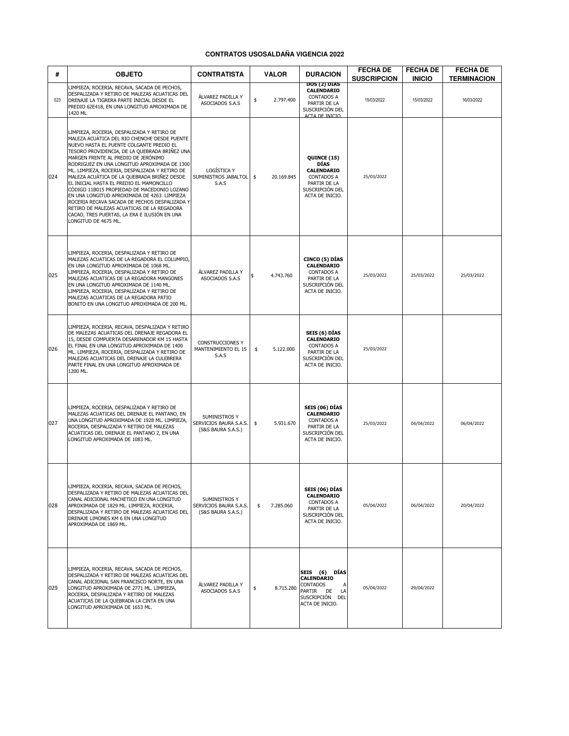**CONTRATOS USOSALDAÑA VIGENCIA 2022**

| # | OBJETO | CONTRATISTA | VALOR | DURACION | FECHA DE SUSCRIPCION | FECHA DE INICIO | FECHA DE TERMINACION |
|---|---|---|---|---|---|---|---|
| 023 | LIMPIEZA, ROCERIA, RECAVA, SACADA DE PECHOS, DESPALZADA Y RETIRO DE MALEZAS ACUATICAS DEL DRENAJE LA TIGRERA PARTE INICIAL DESDE EL PREDIO 62E418, EN UNA LONGITUD APROXIMADA DE 1420 ML | ÁLVAREZ PADILLA Y ASOCIADOS S.A.S | $ 2.797.400 | **DOS (2) DÍAS CALENDARIO** CONTADOS A PARTIR DE LA SUSCRIPCIÓN DEL ACTA DE INICIO. | 15/03/2022 | 15/03/2022 | 16/03/2022 |
| 024 | LIMPIEZA, ROCERIA, DESPALZADA Y RETIRO DE MALEZA ACUÁTICA DEL RIO CHENCHE DESDE PUENTE NUEVO HASTA EL PUENTE COLGANTE PREDIO EL TESORO PROVIDENCIA, DE LA QUEBRADA BRIÑEZ UNA MARGEN FRENTE AL PREDIO DE JERÓNIMO RODRIGUEZ EN UNA LONGITUD APROXIMADA DE 1300 ML. LIMPIEZA, ROCERIA, DESPALZADA Y RETIRO DE MALEZA ACUÁTICA DE LA QUEBRADA BRIÑEZ DESDE EL INICIAL HASTA EL PREDIO EL MAMONCILLO CÓDIGO 11B015 PROPIEDAD DE MACEDONIO LOZANO EN UNA LONGITUD APROXIMADA DE 4263. LIMPIEZA ROCERIA RECAVA SACADA DE PECHOS DESPALZADA Y RETIRO DE MALEZAS ACUATICAS DE LA REGADORA CACAO, TRES PUERTAS, LA ERA E ILUSIÓN EN UNA LONGITUD DE 4675 ML. | LOGÍSTICA Y SUMINISTROS JABALTOL S.A.S | $ 20.169.845 | **QUINCE (15) DÍAS CALENDARIO** CONTADOS A PARTIR DE LA SUSCRIPCIÓN DEL ACTA DE INICIO. | 25/03/2022 | | |
| 025 | LIMPIEZA, ROCERIA, DESPALZADA Y RETIRO DE MALEZAS ACUATICAS DE LA REGADORA EL COLUMPIO, EN UNA LONGITUD APROXIMADA DE 1068 ML. LIMPIEZA, ROCERIA, DESPALZADA Y RETIRO DE MALEZAS ACUATICAS DE LA REGADORA MANGONES EN UNA LONGITUD APROXIMADA DE 1140 ML. LIMPIEZA, ROCERIA, DESPALZADA Y RETIRO DE MALEZAS ACUATICAS DE LA REGADORA PATIO BONITO EN UNA LONGITUD APROXIMADA DE 200 ML. | ÁLVAREZ PADILLA Y ASOCIADOS S.A.S | $ 4.743.760 | **CINCO (5) DÍAS CALENDARIO** CONTADOS A PARTIR DE LA SUSCRIPCIÓN DEL ACTA DE INICIO. | 25/03/2022 | 25/03/2022 | 25/03/2022 |
| 026 | LIMPIEZA, ROCERIA, RECAVA, DESPALZADA Y RETIRO DE MALEZAS ACUATICAS DEL DRENAJE REGADORA EL 15, DESDE COMPUERTA DESARENADOR KM 15 HASTA EL FINAL EN UNA LONGITUD APROXIMADA DE 1400 ML. LIMPIEZA, ROCERIA, DESPALZADA Y RETIRO DE MALEZAS ACUATICAS DEL DRENAJE LA CULEBRERA PARTE FINAL EN UNA LONGITUD APROXIMADA DE 1200 ML. | CONSTRUCCIONES Y MANTENIMIENTO EL 15 S.A.S | $ 5.122.000 | **SEIS (6) DÍAS CALENDARIO** CONTADOS A PARTIR DE LA SUSCRIPCIÓN DEL ACTA DE INICIO. | 25/03/2022 | | |
| 027 | LIMPIEZA, ROCERIA, DESPALZADA Y RETIRO DE MALEZAS ACUATICAS DEL DRENAJE EL PANTANO, EN UNA LONGITUD APROXIMADA DE 1928 ML. LIMPIEZA, ROCERIA, DESPALZADA Y RETIRO DE MALEZAS ACUATICAS DEL DRENAJE EL PANTANO 2, EN UNA LONGITUD APROXIMADA DE 1083 ML. | SUMINISTROS Y SERVICIOS BAURA S.A.S. (S&S BAURA S.A.S.) | $ 5.931.670 | **SEIS (06) DÍAS CALENDARIO** CONTADOS A PARTIR DE LA SUSCRIPCIÓN DEL ACTA DE INICIO. | 25/03/2022 | 04/04/2022 | 06/04/2022 |
| 028 | LIMPIEZA, ROCERIA, RECAVA, SACADA DE PECHOS, DESPALZADA Y RETIRO DE MALEZAS ACUATICAS DEL CANAL ADICIONAL MACHETICO EN UNA LONGITUD APROXIMADA DE 1829 ML. LIMPIEZA, ROCERIA, DESPALZADA Y RETIRO DE MALEZAS ACUATICAS DEL DRENAJE LIMONES KM 6 EN UNA LONGITUD APROXIMADA DE 1869 ML. | SUMINISTROS Y SERVICIOS BAURA S.A.S. (S&S BAURA S.A.S.) | $ 7.285.060 | **SEIS (06) DÍAS CALENDARIO** CONTADOS A PARTIR DE LA SUSCRIPCIÓN DEL ACTA DE INICIO. | 05/04/2022 | 06/04/2022 | 20/04/2022 |
| 029 | LIMPIEZA, ROCERIA, RECAVA, SACADA DE PECHOS, DESPALZADA Y RETIRO DE MALEZAS ACUATICAS DEL CANAL ADICIONAL SAN FRANCISCO NORTE, EN UNA LONGITUD APROXIMADA DE 2771 ML. LIMPIEZA, ROCERIA, DESPALZADA Y RETIRO DE MALEZAS ACUATICAS DE LA QUEBRADA LA CINTA EN UNA LONGITUD APROXIMADA DE 1653 ML. | ÁLVAREZ PADILLA Y ASOCIADOS S.A.S | $ 8.715.280 | **SEIS (6) DÍAS CALENDARIO** CONTADOS A PARTIR DE LA SUSCRIPCIÓN DEL ACTA DE INICIO. | 05/04/2022 | 29/04/2022 | |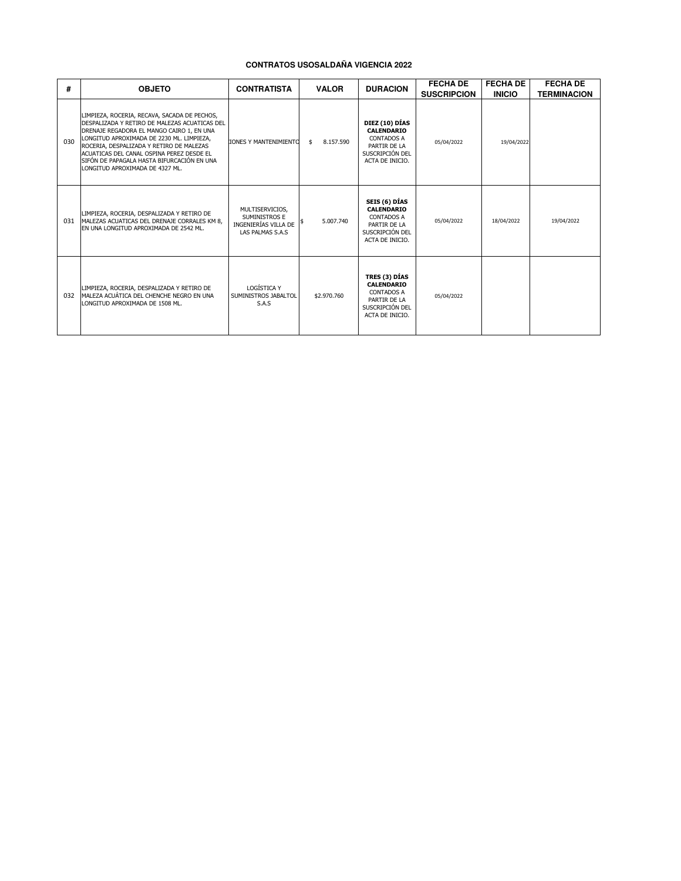**CONTRATOS USOSALDAÑA VIGENCIA 2022**

| # | OBJETO | CONTRATISTA | VALOR | DURACION | FECHA DE SUSCRIPCION | FECHA DE INICIO | FECHA DE TERMINACION |
|---|---|---|---|---|---|---|---|
| 030 | LIMPIEZA, ROCERIA, RECAVA, SACADA DE PECHOS, DESPALIZADA Y RETIRO DE MALEZAS ACUATICAS DEL DRENAJE REGADORA EL MANGO CAIRO 1, EN UNA LONGITUD APROXIMADA DE 2230 ML. LIMPIEZA, ROCERIA, DESPALIZADA Y RETIRO DE MALEZAS ACUATICAS DEL CANAL OSPINA PEREZ DESDE EL SIFÓN DE PAPAGALA HASTA BIFURCACIÓN EN UNA LONGITUD APROXIMADA DE 4327 ML. | IONES Y MANTENIMIENTO | $ 8.157.590 | **DIEZ (10) DÍAS CALENDARIO** CONTADOS A PARTIR DE LA SUSCRIPCIÓN DEL ACTA DE INICIO. | 05/04/2022 | 19/04/2022 | |
| 031 | LIMPIEZA, ROCERIA, DESPALIZADA Y RETIRO DE MALEZAS ACUATICAS DEL DRENAJE CORRALES KM 8, EN UNA LONGITUD APROXIMADA DE 2542 ML. | MULTISERVICIOS, SUMINISTROS E INGENIERÍAS VILLA DE LAS PALMAS S.A.S | $ 5.007.740 | **SEIS (6) DÍAS CALENDARIO** CONTADOS A PARTIR DE LA SUSCRIPCIÓN DEL ACTA DE INICIO. | 05/04/2022 | 18/04/2022 | 19/04/2022 |
| 032 | LIMPIEZA, ROCERIA, DESPALIZADA Y RETIRO DE MALEZA ACUÁTICA DEL CHENCHE NEGRO EN UNA LONGITUD APROXIMADA DE 1508 ML. | LOGÍSTICA Y SUMINISTROS JABALTOL S.A.S | $2.970.760 | **TRES (3) DÍAS CALENDARIO** CONTADOS A PARTIR DE LA SUSCRIPCIÓN DEL ACTA DE INICIO. | 05/04/2022 | | |